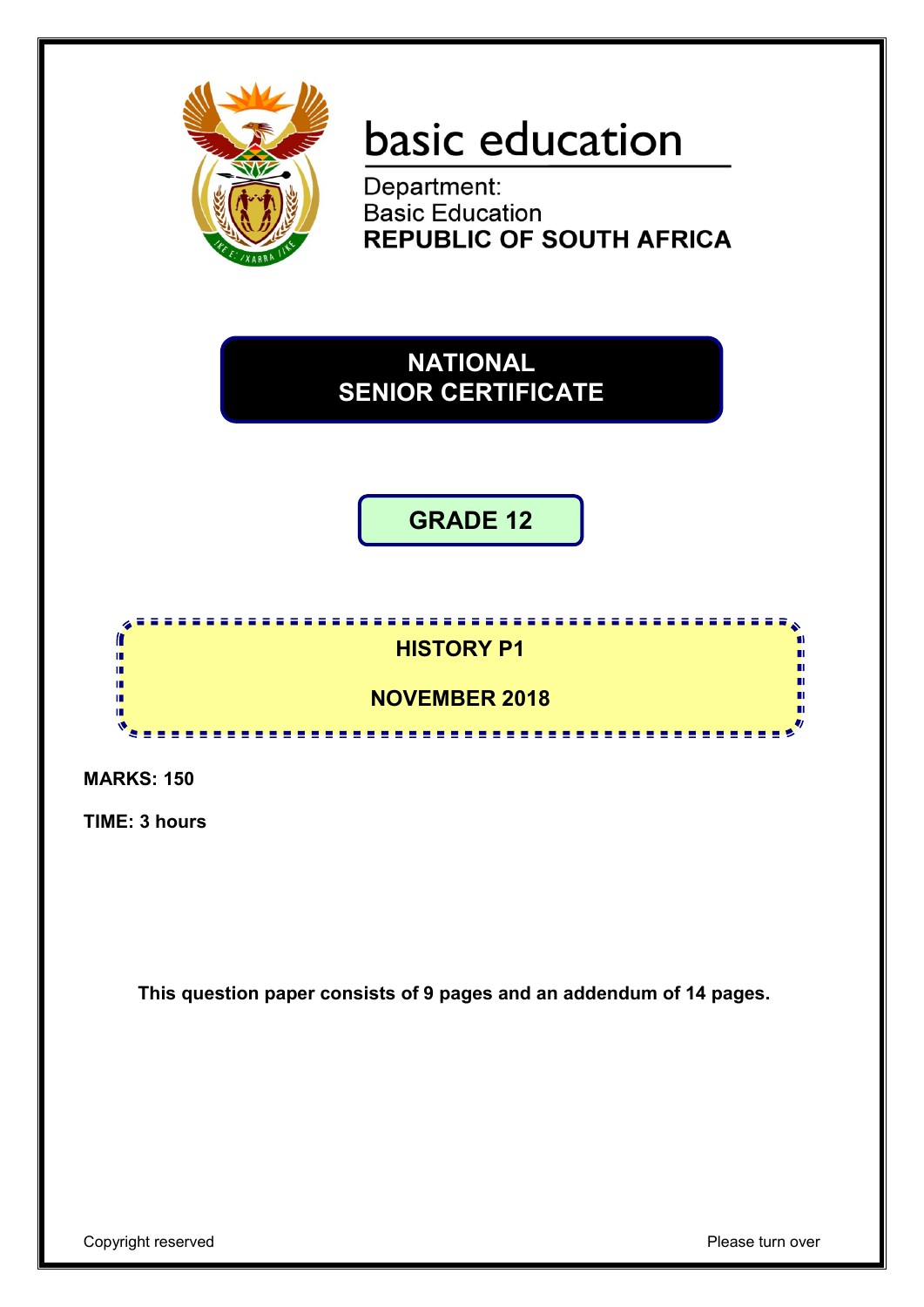basic education

Department:
Basic Education
**REPUBLIC OF SOUTH AFRICA**

# NATIONAL SENIOR CERTIFICATE

## GRADE 12

## HISTORY P1

## NOVEMBER 2018

**MARKS: 150**

**TIME: 3 hours**

**This question paper consists of 9 pages and an addendum of 14 pages.**

Copyright reserved

Please turn over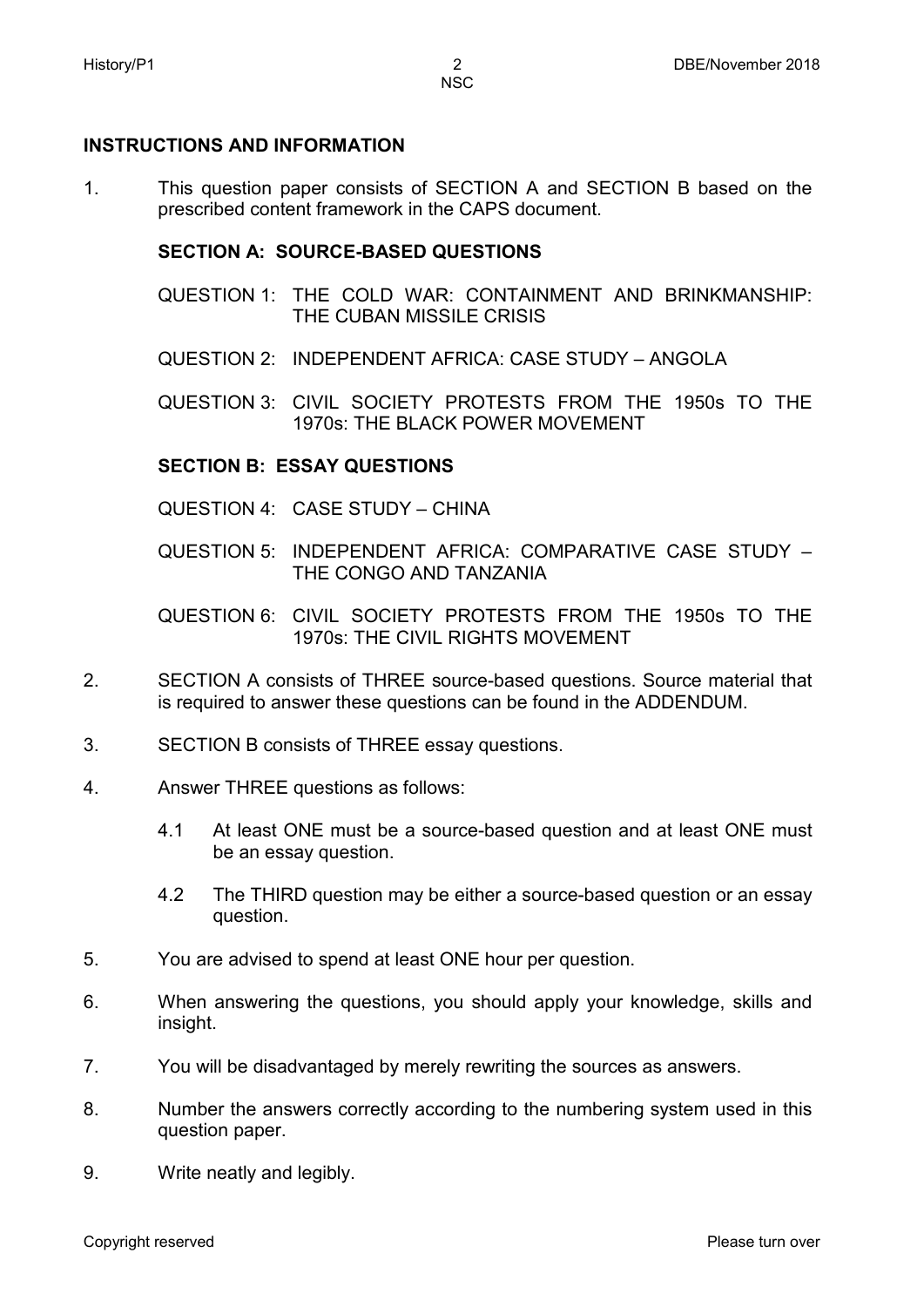## INSTRUCTIONS AND INFORMATION

1. This question paper consists of SECTION A and SECTION B based on the prescribed content framework in the CAPS document.

   **SECTION A: SOURCE-BASED QUESTIONS**

   QUESTION 1: THE COLD WAR: CONTAINMENT AND BRINKMANSHIP: THE CUBAN MISSILE CRISIS

   QUESTION 2: INDEPENDENT AFRICA: CASE STUDY – ANGOLA

   QUESTION 3: CIVIL SOCIETY PROTESTS FROM THE 1950s TO THE 1970s: THE BLACK POWER MOVEMENT

   **SECTION B: ESSAY QUESTIONS**

   QUESTION 4: CASE STUDY – CHINA

   QUESTION 5: INDEPENDENT AFRICA: COMPARATIVE CASE STUDY – THE CONGO AND TANZANIA

   QUESTION 6: CIVIL SOCIETY PROTESTS FROM THE 1950s TO THE 1970s: THE CIVIL RIGHTS MOVEMENT

2. SECTION A consists of THREE source-based questions. Source material that is required to answer these questions can be found in the ADDENDUM.

3. SECTION B consists of THREE essay questions.

4. Answer THREE questions as follows:

   4.1 At least ONE must be a source-based question and at least ONE must be an essay question.

   4.2 The THIRD question may be either a source-based question or an essay question.

5. You are advised to spend at least ONE hour per question.

6. When answering the questions, you should apply your knowledge, skills and insight.

7. You will be disadvantaged by merely rewriting the sources as answers.

8. Number the answers correctly according to the numbering system used in this question paper.

9. Write neatly and legibly.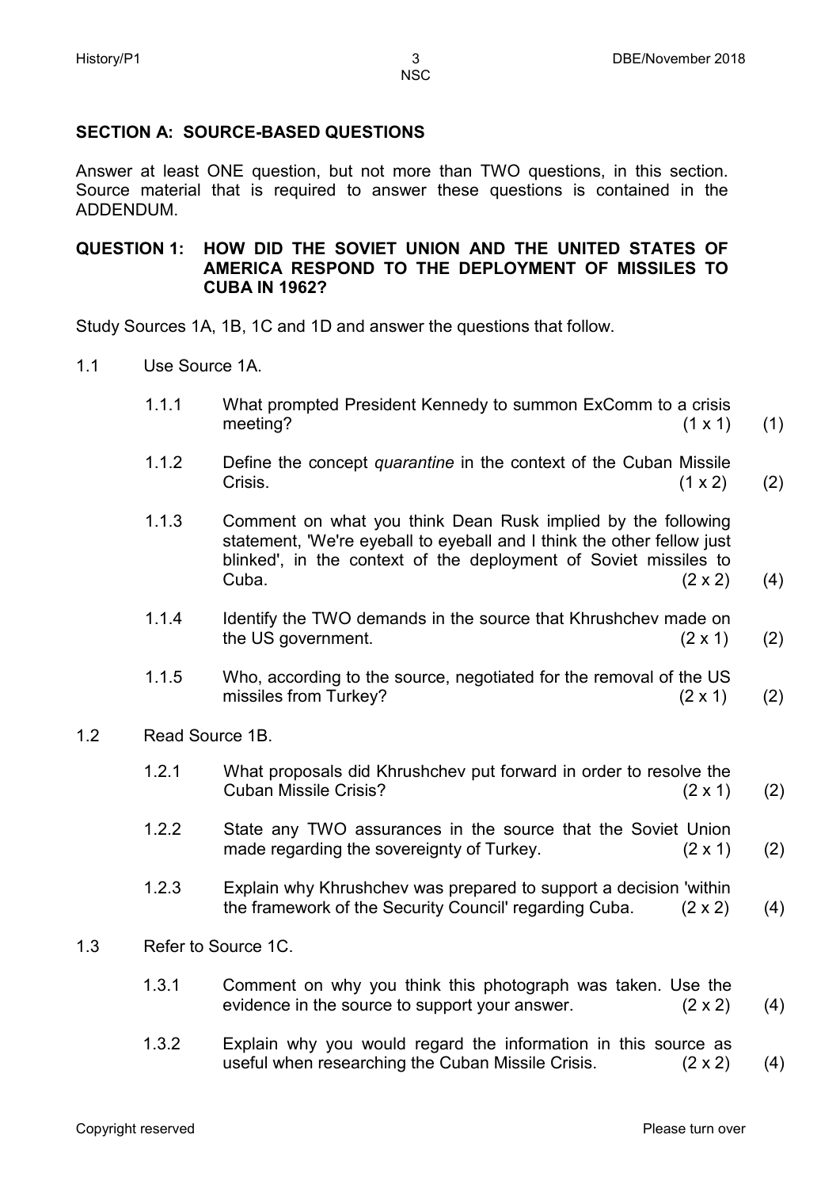## SECTION A: SOURCE-BASED QUESTIONS

Answer at least ONE question, but not more than TWO questions, in this section. Source material that is required to answer these questions is contained in the ADDENDUM.

### QUESTION 1: HOW DID THE SOVIET UNION AND THE UNITED STATES OF AMERICA RESPOND TO THE DEPLOYMENT OF MISSILES TO CUBA IN 1962?

Study Sources 1A, 1B, 1C and 1D and answer the questions that follow.

1.1 Use Source 1A.

1.1.1 What prompted President Kennedy to summon ExComm to a crisis meeting? (1 x 1) (1)

1.1.2 Define the concept *quarantine* in the context of the Cuban Missile Crisis. (1 x 2) (2)

1.1.3 Comment on what you think Dean Rusk implied by the following statement, 'We're eyeball to eyeball and I think the other fellow just blinked', in the context of the deployment of Soviet missiles to Cuba. (2 x 2) (4)

1.1.4 Identify the TWO demands in the source that Khrushchev made on the US government. (2 x 1) (2)

1.1.5 Who, according to the source, negotiated for the removal of the US missiles from Turkey? (2 x 1) (2)

1.2 Read Source 1B.

1.2.1 What proposals did Khrushchev put forward in order to resolve the Cuban Missile Crisis? (2 x 1) (2)

1.2.2 State any TWO assurances in the source that the Soviet Union made regarding the sovereignty of Turkey. (2 x 1) (2)

1.2.3 Explain why Khrushchev was prepared to support a decision 'within the framework of the Security Council' regarding Cuba. (2 x 2) (4)

1.3 Refer to Source 1C.

1.3.1 Comment on why you think this photograph was taken. Use the evidence in the source to support your answer. (2 x 2) (4)

1.3.2 Explain why you would regard the information in this source as useful when researching the Cuban Missile Crisis. (2 x 2) (4)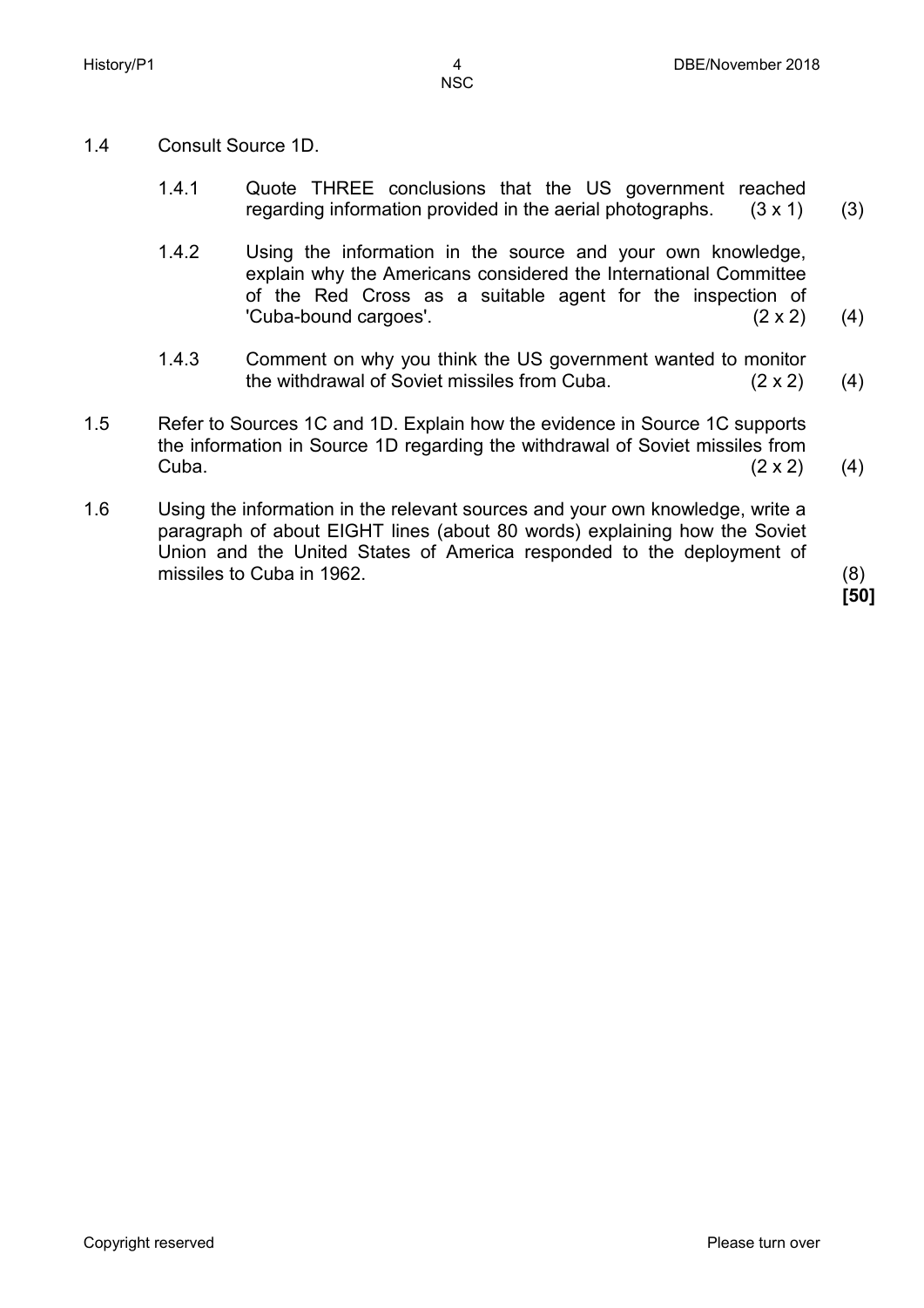1.4 Consult Source 1D.

1.4.1 Quote THREE conclusions that the US government reached regarding information provided in the aerial photographs. (3 x 1) (3)

1.4.2 Using the information in the source and your own knowledge, explain why the Americans considered the International Committee of the Red Cross as a suitable agent for the inspection of 'Cuba-bound cargoes'. (2 x 2) (4)

1.4.3 Comment on why you think the US government wanted to monitor the withdrawal of Soviet missiles from Cuba. (2 x 2) (4)

1.5 Refer to Sources 1C and 1D. Explain how the evidence in Source 1C supports the information in Source 1D regarding the withdrawal of Soviet missiles from Cuba. (2 x 2) (4)

1.6 Using the information in the relevant sources and your own knowledge, write a paragraph of about EIGHT lines (about 80 words) explaining how the Soviet Union and the United States of America responded to the deployment of missiles to Cuba in 1962. (8)

**[50]**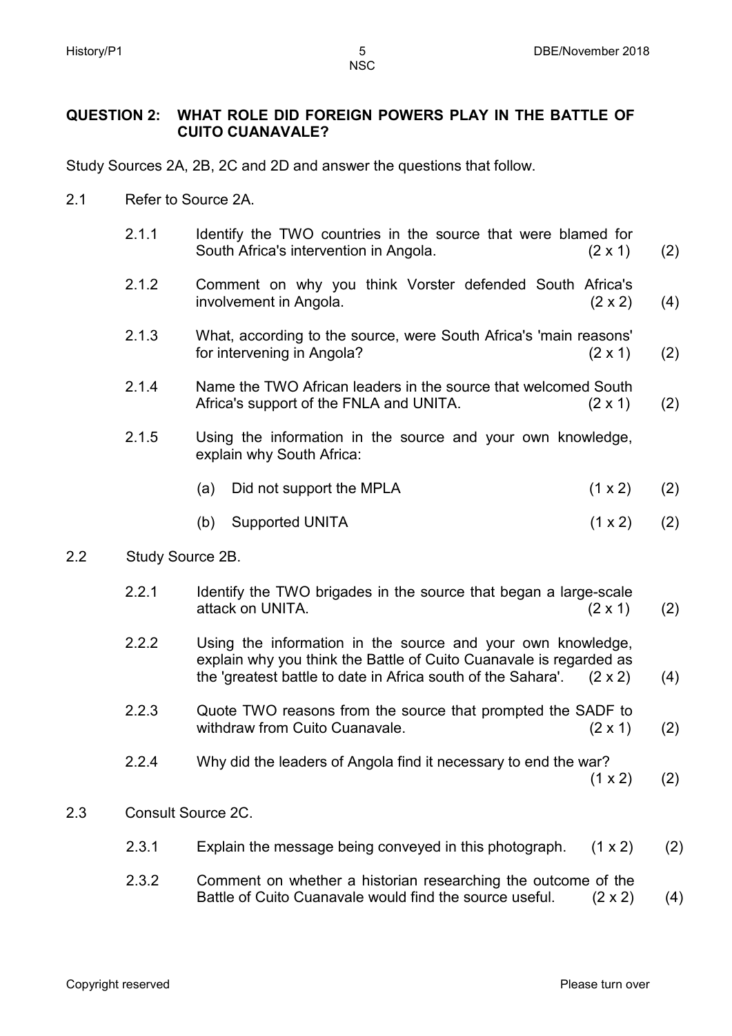**QUESTION 2: WHAT ROLE DID FOREIGN POWERS PLAY IN THE BATTLE OF CUITO CUANAVALE?**

Study Sources 2A, 2B, 2C and 2D and answer the questions that follow.

2.1 Refer to Source 2A.

2.1.1 Identify the TWO countries in the source that were blamed for South Africa's intervention in Angola. (2 x 1) (2)

2.1.2 Comment on why you think Vorster defended South Africa's involvement in Angola. (2 x 2) (4)

2.1.3 What, according to the source, were South Africa's 'main reasons' for intervening in Angola? (2 x 1) (2)

2.1.4 Name the TWO African leaders in the source that welcomed South Africa's support of the FNLA and UNITA. (2 x 1) (2)

2.1.5 Using the information in the source and your own knowledge, explain why South Africa:

(a) Did not support the MPLA (1 x 2) (2)

(b) Supported UNITA (1 x 2) (2)

2.2 Study Source 2B.

2.2.1 Identify the TWO brigades in the source that began a large-scale attack on UNITA. (2 x 1) (2)

2.2.2 Using the information in the source and your own knowledge, explain why you think the Battle of Cuito Cuanavale is regarded as the 'greatest battle to date in Africa south of the Sahara'. (2 x 2) (4)

2.2.3 Quote TWO reasons from the source that prompted the SADF to withdraw from Cuito Cuanavale. (2 x 1) (2)

2.2.4 Why did the leaders of Angola find it necessary to end the war? (1 x 2) (2)

2.3 Consult Source 2C.

2.3.1 Explain the message being conveyed in this photograph. (1 x 2) (2)

2.3.2 Comment on whether a historian researching the outcome of the Battle of Cuito Cuanavale would find the source useful. (2 x 2) (4)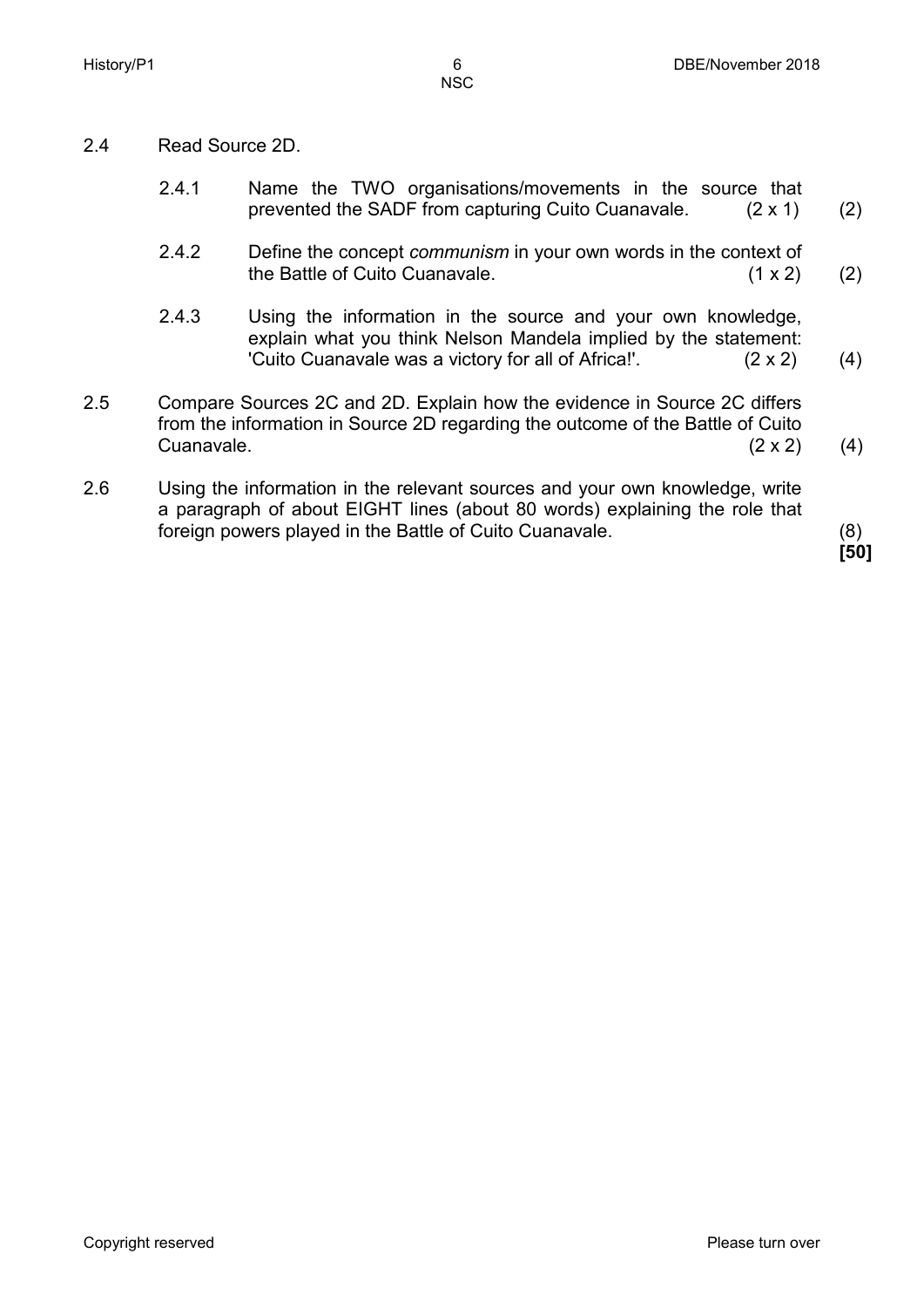2.4 Read Source 2D.

2.4.1 Name the TWO organisations/movements in the source that prevented the SADF from capturing Cuito Cuanavale. (2 x 1) (2)

2.4.2 Define the concept *communism* in your own words in the context of the Battle of Cuito Cuanavale. (1 x 2) (2)

2.4.3 Using the information in the source and your own knowledge, explain what you think Nelson Mandela implied by the statement: 'Cuito Cuanavale was a victory for all of Africa!'. (2 x 2) (4)

2.5 Compare Sources 2C and 2D. Explain how the evidence in Source 2C differs from the information in Source 2D regarding the outcome of the Battle of Cuito Cuanavale. (2 x 2) (4)

2.6 Using the information in the relevant sources and your own knowledge, write a paragraph of about EIGHT lines (about 80 words) explaining the role that foreign powers played in the Battle of Cuito Cuanavale. (8)

**[50]**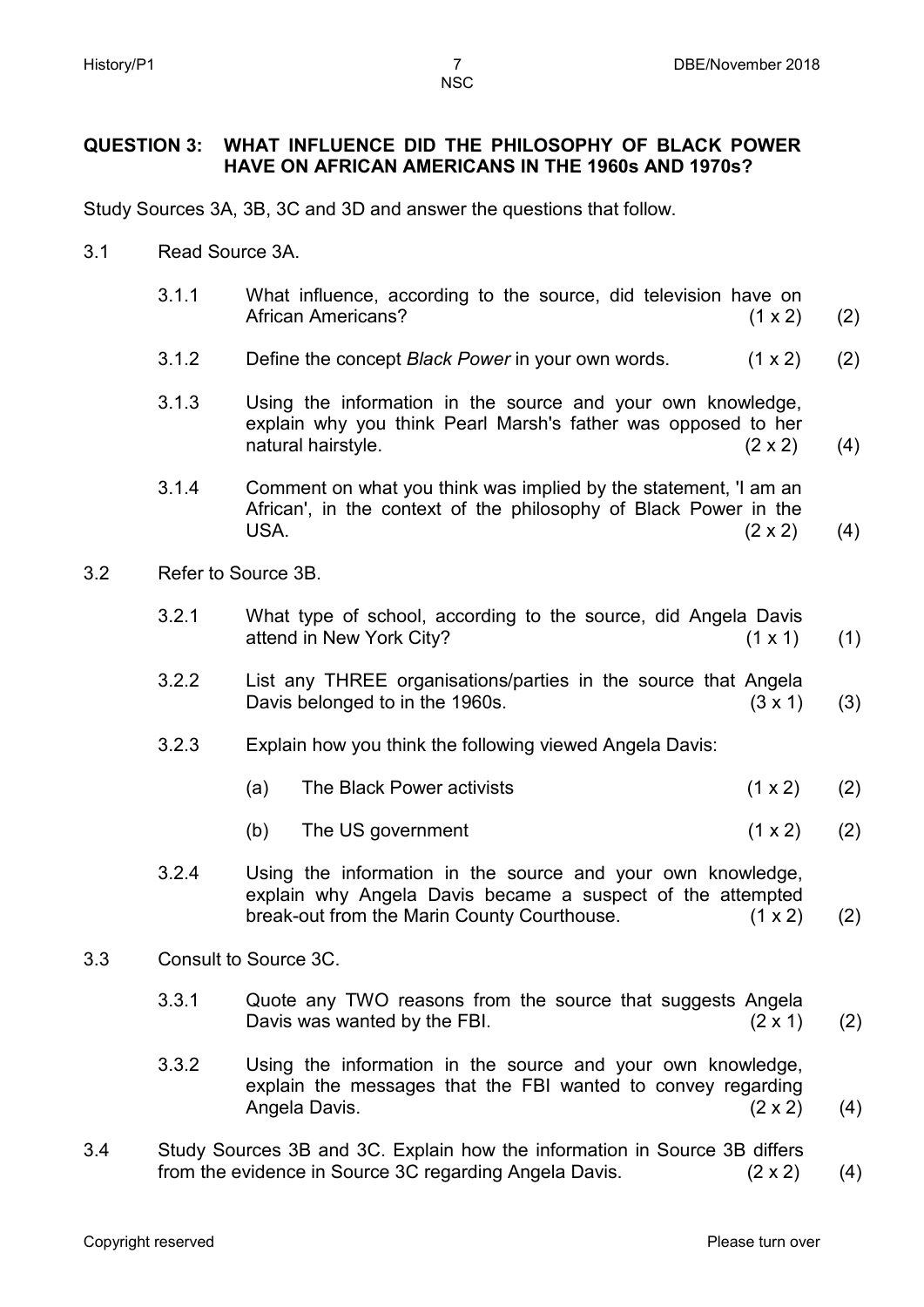**QUESTION 3: WHAT INFLUENCE DID THE PHILOSOPHY OF BLACK POWER HAVE ON AFRICAN AMERICANS IN THE 1960s AND 1970s?**

Study Sources 3A, 3B, 3C and 3D and answer the questions that follow.

3.1 Read Source 3A.

3.1.1 What influence, according to the source, did television have on African Americans? (1 x 2) (2)

3.1.2 Define the concept *Black Power* in your own words. (1 x 2) (2)

3.1.3 Using the information in the source and your own knowledge, explain why you think Pearl Marsh's father was opposed to her natural hairstyle. (2 x 2) (4)

3.1.4 Comment on what you think was implied by the statement, 'I am an African', in the context of the philosophy of Black Power in the USA. (2 x 2) (4)

3.2 Refer to Source 3B.

3.2.1 What type of school, according to the source, did Angela Davis attend in New York City? (1 x 1) (1)

3.2.2 List any THREE organisations/parties in the source that Angela Davis belonged to in the 1960s. (3 x 1) (3)

3.2.3 Explain how you think the following viewed Angela Davis:

(a) The Black Power activists (1 x 2) (2)

(b) The US government (1 x 2) (2)

3.2.4 Using the information in the source and your own knowledge, explain why Angela Davis became a suspect of the attempted break-out from the Marin County Courthouse. (1 x 2) (2)

3.3 Consult to Source 3C.

3.3.1 Quote any TWO reasons from the source that suggests Angela Davis was wanted by the FBI. (2 x 1) (2)

3.3.2 Using the information in the source and your own knowledge, explain the messages that the FBI wanted to convey regarding Angela Davis. (2 x 2) (4)

3.4 Study Sources 3B and 3C. Explain how the information in Source 3B differs from the evidence in Source 3C regarding Angela Davis. (2 x 2) (4)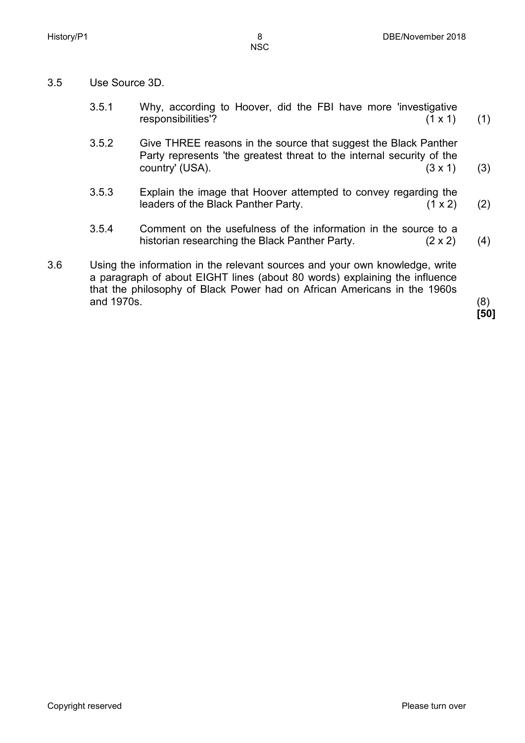3.5 Use Source 3D.

3.5.1 Why, according to Hoover, did the FBI have more 'investigative responsibilities'? (1 x 1) (1)

3.5.2 Give THREE reasons in the source that suggest the Black Panther Party represents 'the greatest threat to the internal security of the country' (USA). (3 x 1) (3)

3.5.3 Explain the image that Hoover attempted to convey regarding the leaders of the Black Panther Party. (1 x 2) (2)

3.5.4 Comment on the usefulness of the information in the source to a historian researching the Black Panther Party. (2 x 2) (4)

3.6 Using the information in the relevant sources and your own knowledge, write a paragraph of about EIGHT lines (about 80 words) explaining the influence that the philosophy of Black Power had on African Americans in the 1960s and 1970s. (8)

**[50]**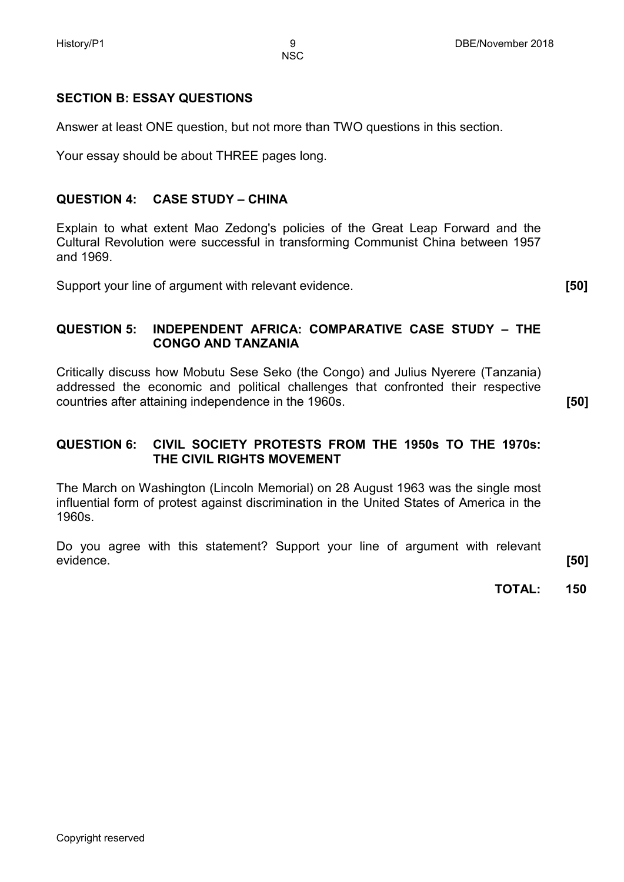## SECTION B: ESSAY QUESTIONS

Answer at least ONE question, but not more than TWO questions in this section.

Your essay should be about THREE pages long.

### QUESTION 4: CASE STUDY – CHINA

Explain to what extent Mao Zedong's policies of the Great Leap Forward and the Cultural Revolution were successful in transforming Communist China between 1957 and 1969.

Support your line of argument with relevant evidence. **[50]**

### QUESTION 5: INDEPENDENT AFRICA: COMPARATIVE CASE STUDY – THE CONGO AND TANZANIA

Critically discuss how Mobutu Sese Seko (the Congo) and Julius Nyerere (Tanzania) addressed the economic and political challenges that confronted their respective countries after attaining independence in the 1960s. **[50]**

### QUESTION 6: CIVIL SOCIETY PROTESTS FROM THE 1950s TO THE 1970s: THE CIVIL RIGHTS MOVEMENT

The March on Washington (Lincoln Memorial) on 28 August 1963 was the single most influential form of protest against discrimination in the United States of America in the 1960s.

Do you agree with this statement? Support your line of argument with relevant evidence. **[50]**

**TOTAL: 150**